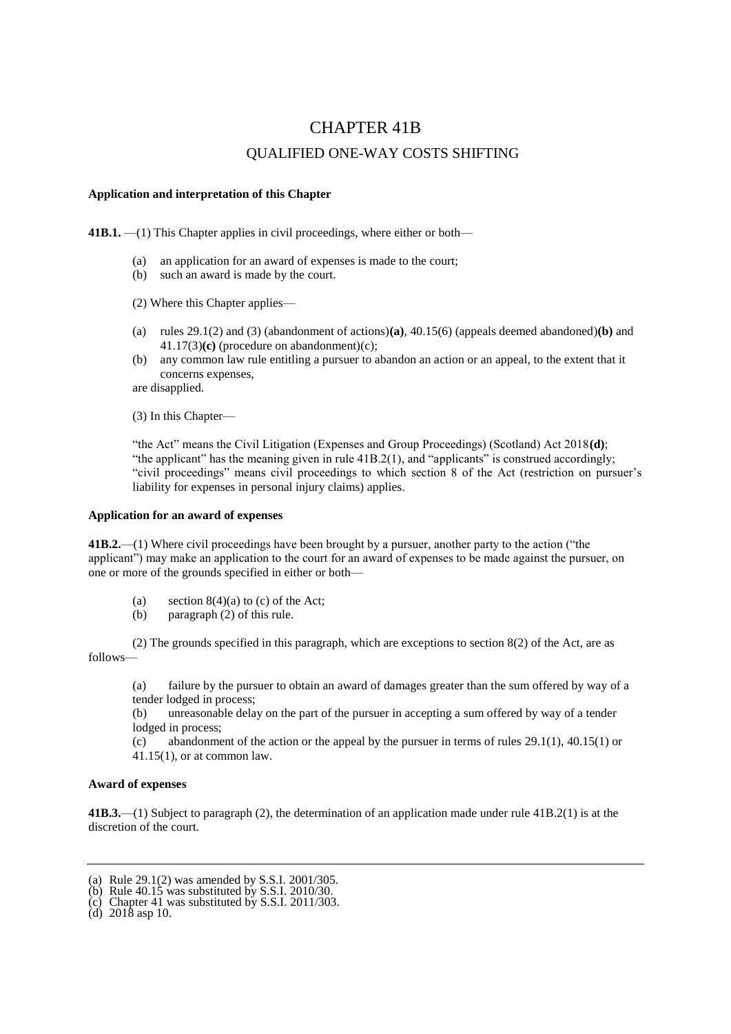# CHAPTER 41B

## QUALIFIED ONE-WAY COSTS SHIFTING

**Application and interpretation of this Chapter**

**41B.1.** —(1) This Chapter applies in civil proceedings, where either or both—

(a) an application for an award of expenses is made to the court;
(b) such an award is made by the court.

(2) Where this Chapter applies—

(a) rules 29.1(2) and (3) (abandonment of actions)**(a)**, 40.15(6) (appeals deemed abandoned)**(b)** and 41.17(3)**(c)** (procedure on abandonment)(c);
(b) any common law rule entitling a pursuer to abandon an action or an appeal, to the extent that it concerns expenses,

are disapplied.

(3) In this Chapter—

"the Act" means the Civil Litigation (Expenses and Group Proceedings) (Scotland) Act 2018**(d)**;
"the applicant" has the meaning given in rule 41B.2(1), and "applicants" is construed accordingly;
"civil proceedings" means civil proceedings to which section 8 of the Act (restriction on pursuer's liability for expenses in personal injury claims) applies.

**Application for an award of expenses**

**41B.2.**—(1) Where civil proceedings have been brought by a pursuer, another party to the action ("the applicant") may make an application to the court for an award of expenses to be made against the pursuer, on one or more of the grounds specified in either or both—

(a) section 8(4)(a) to (c) of the Act;
(b) paragraph (2) of this rule.

(2) The grounds specified in this paragraph, which are exceptions to section 8(2) of the Act, are as follows—

(a) failure by the pursuer to obtain an award of damages greater than the sum offered by way of a tender lodged in process;
(b) unreasonable delay on the part of the pursuer in accepting a sum offered by way of a tender lodged in process;
(c) abandonment of the action or the appeal by the pursuer in terms of rules 29.1(1), 40.15(1) or 41.15(1), or at common law.

**Award of expenses**

**41B.3.**—(1) Subject to paragraph (2), the determination of an application made under rule 41B.2(1) is at the discretion of the court.

---

(a) Rule 29.1(2) was amended by S.S.I. 2001/305.
(b) Rule 40.15 was substituted by S.S.I. 2010/30.
(c) Chapter 41 was substituted by S.S.I. 2011/303.
(d) 2018 asp 10.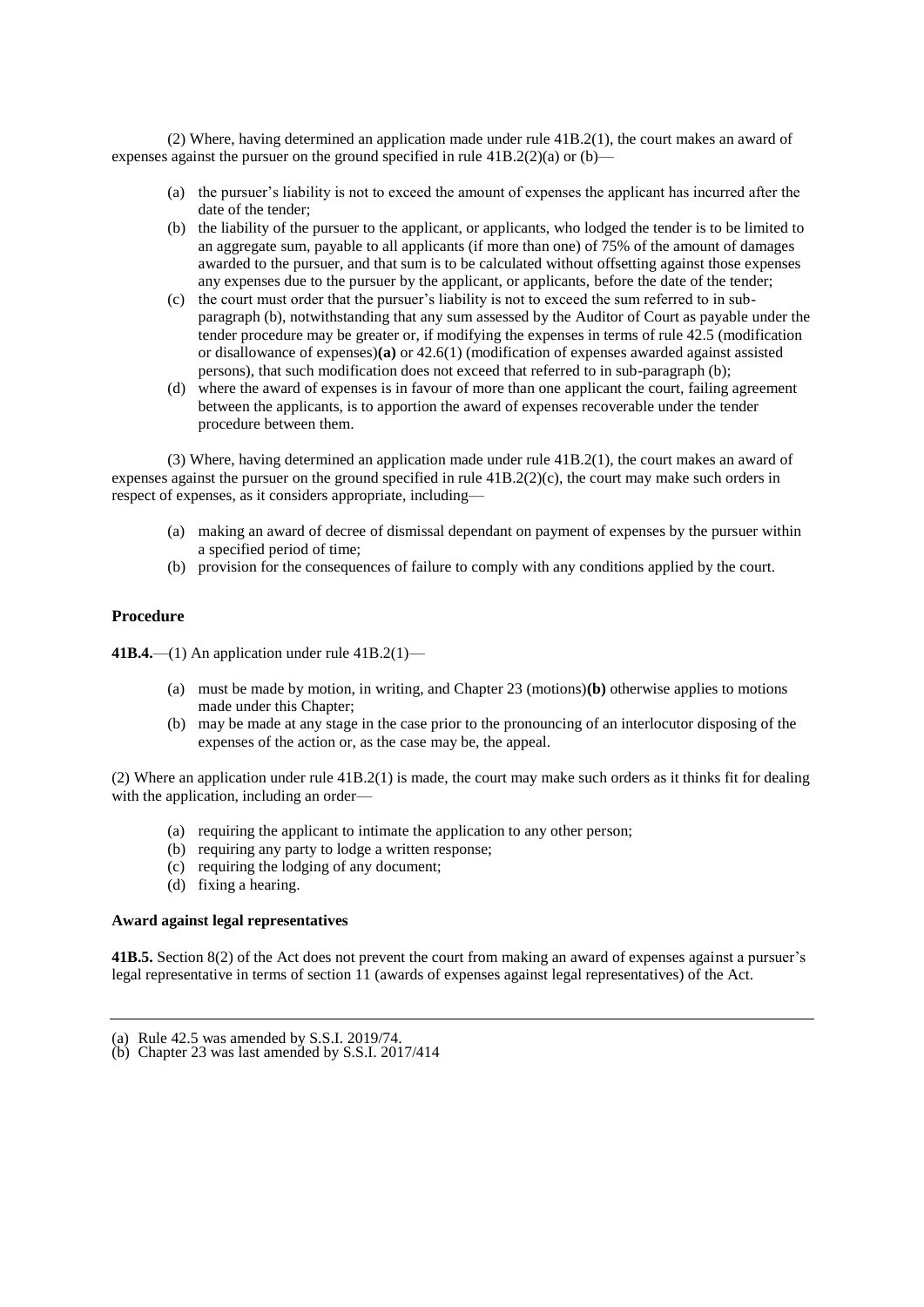(2) Where, having determined an application made under rule 41B.2(1), the court makes an award of expenses against the pursuer on the ground specified in rule 41B.2(2)(a) or (b)—

- (a) the pursuer's liability is not to exceed the amount of expenses the applicant has incurred after the date of the tender;
- (b) the liability of the pursuer to the applicant, or applicants, who lodged the tender is to be limited to an aggregate sum, payable to all applicants (if more than one) of 75% of the amount of damages awarded to the pursuer, and that sum is to be calculated without offsetting against those expenses any expenses due to the pursuer by the applicant, or applicants, before the date of the tender;
- (c) the court must order that the pursuer's liability is not to exceed the sum referred to in sub-paragraph (b), notwithstanding that any sum assessed by the Auditor of Court as payable under the tender procedure may be greater or, if modifying the expenses in terms of rule 42.5 (modification or disallowance of expenses)**(a)** or 42.6(1) (modification of expenses awarded against assisted persons), that such modification does not exceed that referred to in sub-paragraph (b);
- (d) where the award of expenses is in favour of more than one applicant the court, failing agreement between the applicants, is to apportion the award of expenses recoverable under the tender procedure between them.

(3) Where, having determined an application made under rule 41B.2(1), the court makes an award of expenses against the pursuer on the ground specified in rule 41B.2(2)(c), the court may make such orders in respect of expenses, as it considers appropriate, including—

- (a) making an award of decree of dismissal dependant on payment of expenses by the pursuer within a specified period of time;
- (b) provision for the consequences of failure to comply with any conditions applied by the court.

### Procedure

**41B.4.**—(1) An application under rule 41B.2(1)—

- (a) must be made by motion, in writing, and Chapter 23 (motions)**(b)** otherwise applies to motions made under this Chapter;
- (b) may be made at any stage in the case prior to the pronouncing of an interlocutor disposing of the expenses of the action or, as the case may be, the appeal.

(2) Where an application under rule 41B.2(1) is made, the court may make such orders as it thinks fit for dealing with the application, including an order—

- (a) requiring the applicant to intimate the application to any other person;
- (b) requiring any party to lodge a written response;
- (c) requiring the lodging of any document;
- (d) fixing a hearing.

#### Award against legal representatives

**41B.5.** Section 8(2) of the Act does not prevent the court from making an award of expenses against a pursuer's legal representative in terms of section 11 (awards of expenses against legal representatives) of the Act.

---

(a) Rule 42.5 was amended by S.S.I. 2019/74.
(b) Chapter 23 was last amended by S.S.I. 2017/414